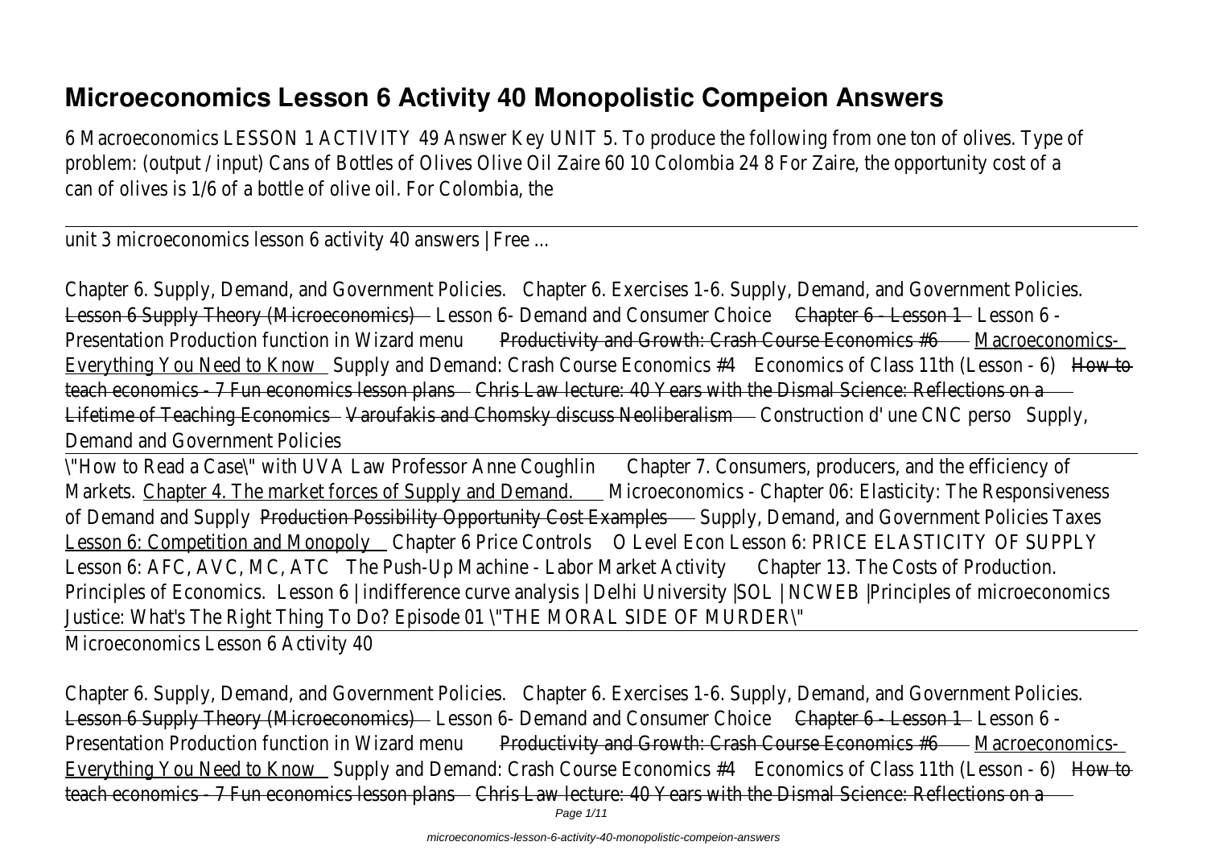# Microeconomics Lesson 6 Activity 40 Monopolistic Compeion Answers

6 Macroeconomics LESSON 1 ACTIVITY 49 Answer Key UNIT 5. To produce the following from one ton of olives. Type of problem: (output / input) Cans of Bottles of Olives Olive Oil Zaire 60 10 Colombia 24 8 For Zaire, the opportunity cost of a can of olives is 1/6 of a bottle of olive oil. For Colombia, the

---

unit 3 microeconomics lesson 6 activity 40 answers | Free ...

Chapter 6. Supply, Demand, and Government Policies. Chapter 6. Exercises 1-6. Supply, Demand, and Government Policies. Lesson 6 Supply Theory (Microeconomics) Lesson 6- Demand and Consumer Choice Chapter 6 - Lesson 1 Lesson 6 - Presentation Production function in Wizard menu Productivity and Growth: Crash Course Economics #6 Macroeconomics- Everything You Need to Know Supply and Demand: Crash Course Economics #4 Economics of Class 11th (Lesson - 6) How to teach economics - 7 Fun economics lesson plans Chris Law lecture: 40 Years with the Dismal Science: Reflections on a Lifetime of Teaching Economics Varoufakis and Chomsky discuss Neoliberalism Construction d' une CNC perso Supply, Demand and Government Policies

---

"How to Read a Case" with UVA Law Professor Anne Coughlin Chapter 7. Consumers, producers, and the efficiency of Markets. Chapter 4. The market forces of Supply and Demand. Microeconomics - Chapter 06: Elasticity: The Responsiveness of Demand and Supply Production Possibility Opportunity Cost Examples Supply, Demand, and Government Policies Taxes Lesson 6: Competition and Monopoly Chapter 6 Price Controls O Level Econ Lesson 6: PRICE ELASTICITY OF SUPPLY Lesson 6: AFC, AVC, MC, ATC The Push-Up Machine - Labor Market Activity Chapter 13. The Costs of Production. Principles of Economics. Lesson 6 | indifference curve analysis | Delhi University |SOL | NCWEB |Principles of microeconomics Justice: What's The Right Thing To Do? Episode 01 "THE MORAL SIDE OF MURDER"

---

Microeconomics Lesson 6 Activity 40

Chapter 6. Supply, Demand, and Government Policies. Chapter 6. Exercises 1-6. Supply, Demand, and Government Policies. Lesson 6 Supply Theory (Microeconomics) Lesson 6- Demand and Consumer Choice Chapter 6 - Lesson 1 Lesson 6 - Presentation Production function in Wizard menu Productivity and Growth: Crash Course Economics #6 Macroeconomics- Everything You Need to Know Supply and Demand: Crash Course Economics #4 Economics of Class 11th (Lesson - 6) How to teach economics - 7 Fun economics lesson plans Chris Law lecture: 40 Years with the Dismal Science: Reflections on a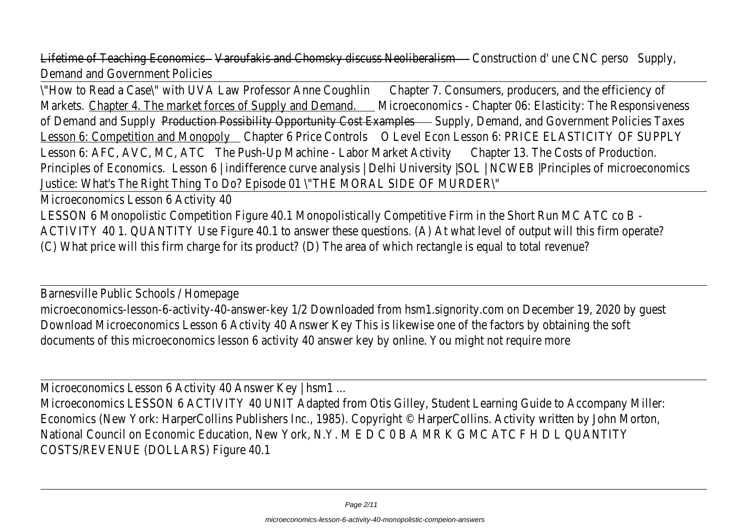Lifetime of Teaching Economics Varoufakis and Chomsky discuss Neoliberalism Construction d' une CNC perso Supply, Demand and Government Policies

\"How to Read a Case\" with UVA Law Professor Anne Coughlin Chapter 7. Consumers, producers, and the efficiency of Markets. Chapter 4. The market forces of Supply and Demand. Microeconomics - Chapter 06: Elasticity: The Responsiveness of Demand and Supply Production Possibility Opportunity Cost Examples Supply, Demand, and Government Policies Taxes Lesson 6: Competition and Monopoly Chapter 6 Price Controls O Level Econ Lesson 6: PRICE ELASTICITY OF SUPPLY Lesson 6: AFC, AVC, MC, ATC The Push-Up Machine - Labor Market Activity Chapter 13. The Costs of Production. Principles of Economics. Lesson 6 | indifference curve analysis | Delhi University |SOL | NCWEB |Principles of microeconomics Justice: What's The Right Thing To Do? Episode 01 \"THE MORAL SIDE OF MURDER\"

Microeconomics Lesson 6 Activity 40

LESSON 6 Monopolistic Competition Figure 40.1 Monopolistically Competitive Firm in the Short Run MC ATC co B - ACTIVITY 40 1. QUANTITY Use Figure 40.1 to answer these questions. (A) At what level of output will this firm operate? (C) What price will this firm charge for its product? (D) The area of which rectangle is equal to total revenue?

Barnesville Public Schools / Homepage

microeconomics-lesson-6-activity-40-answer-key 1/2 Downloaded from hsm1.signority.com on December 19, 2020 by guest Download Microeconomics Lesson 6 Activity 40 Answer Key This is likewise one of the factors by obtaining the soft documents of this microeconomics lesson 6 activity 40 answer key by online. You might not require more

Microeconomics Lesson 6 Activity 40 Answer Key | hsm1 ...

Microeconomics LESSON 6 ACTIVITY 40 UNIT Adapted from Otis Gilley, Student Learning Guide to Accompany Miller: Economics (New York: HarperCollins Publishers Inc., 1985). Copyright © HarperCollins. Activity written by John Morton, National Council on Economic Education, New York, N.Y. M E D C 0 B A MR K G MC ATC F H D L QUANTITY COSTS/REVENUE (DOLLARS) Figure 40.1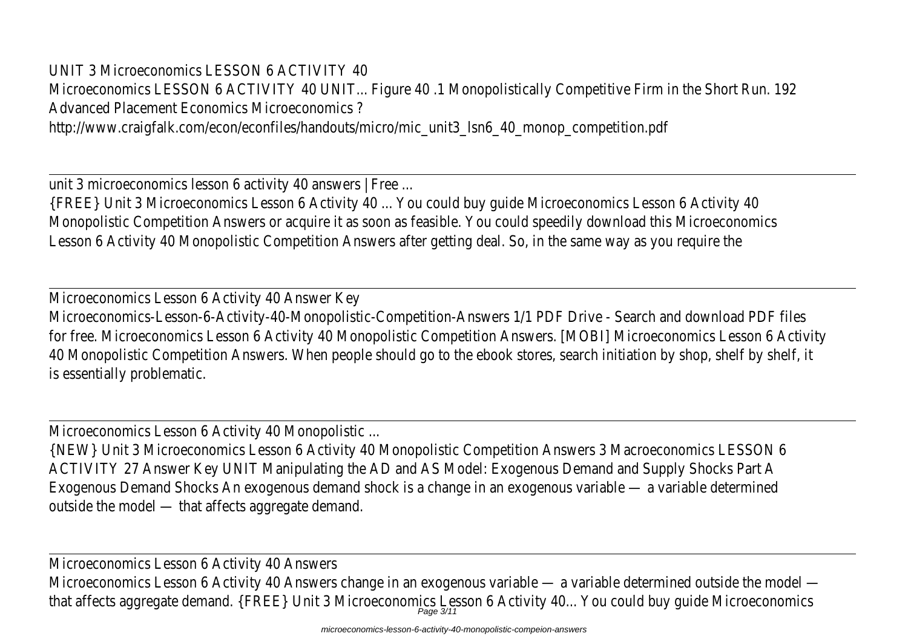UNIT 3 Microeconomics LESSON 6 ACTIVITY 40
Microeconomics LESSON 6 ACTIVITY 40 UNIT... Figure 40 .1 Monopolistically Competitive Firm in the Short Run. 192 Advanced Placement Economics Microeconomics ?
http://www.craigfalk.com/econ/econfiles/handouts/micro/mic_unit3_lsn6_40_monop_competition.pdf

---

unit 3 microeconomics lesson 6 activity 40 answers | Free ...
{FREE} Unit 3 Microeconomics Lesson 6 Activity 40 ... You could buy guide Microeconomics Lesson 6 Activity 40 Monopolistic Competition Answers or acquire it as soon as feasible. You could speedily download this Microeconomics Lesson 6 Activity 40 Monopolistic Competition Answers after getting deal. So, in the same way as you require the

---

Microeconomics Lesson 6 Activity 40 Answer Key
Microeconomics-Lesson-6-Activity-40-Monopolistic-Competition-Answers 1/1 PDF Drive - Search and download PDF files for free. Microeconomics Lesson 6 Activity 40 Monopolistic Competition Answers. [MOBI] Microeconomics Lesson 6 Activity 40 Monopolistic Competition Answers. When people should go to the ebook stores, search initiation by shop, shelf by shelf, it is essentially problematic.

---

Microeconomics Lesson 6 Activity 40 Monopolistic ...
{NEW} Unit 3 Microeconomics Lesson 6 Activity 40 Monopolistic Competition Answers 3 Macroeconomics LESSON 6 ACTIVITY 27 Answer Key UNIT Manipulating the AD and AS Model: Exogenous Demand and Supply Shocks Part A Exogenous Demand Shocks An exogenous demand shock is a change in an exogenous variable — a variable determined outside the model — that affects aggregate demand.

---

Microeconomics Lesson 6 Activity 40 Answers
Microeconomics Lesson 6 Activity 40 Answers change in an exogenous variable — a variable determined outside the model — that affects aggregate demand. {FREE} Unit 3 Microeconomics Lesson 6 Activity 40... You could buy guide Microeconomics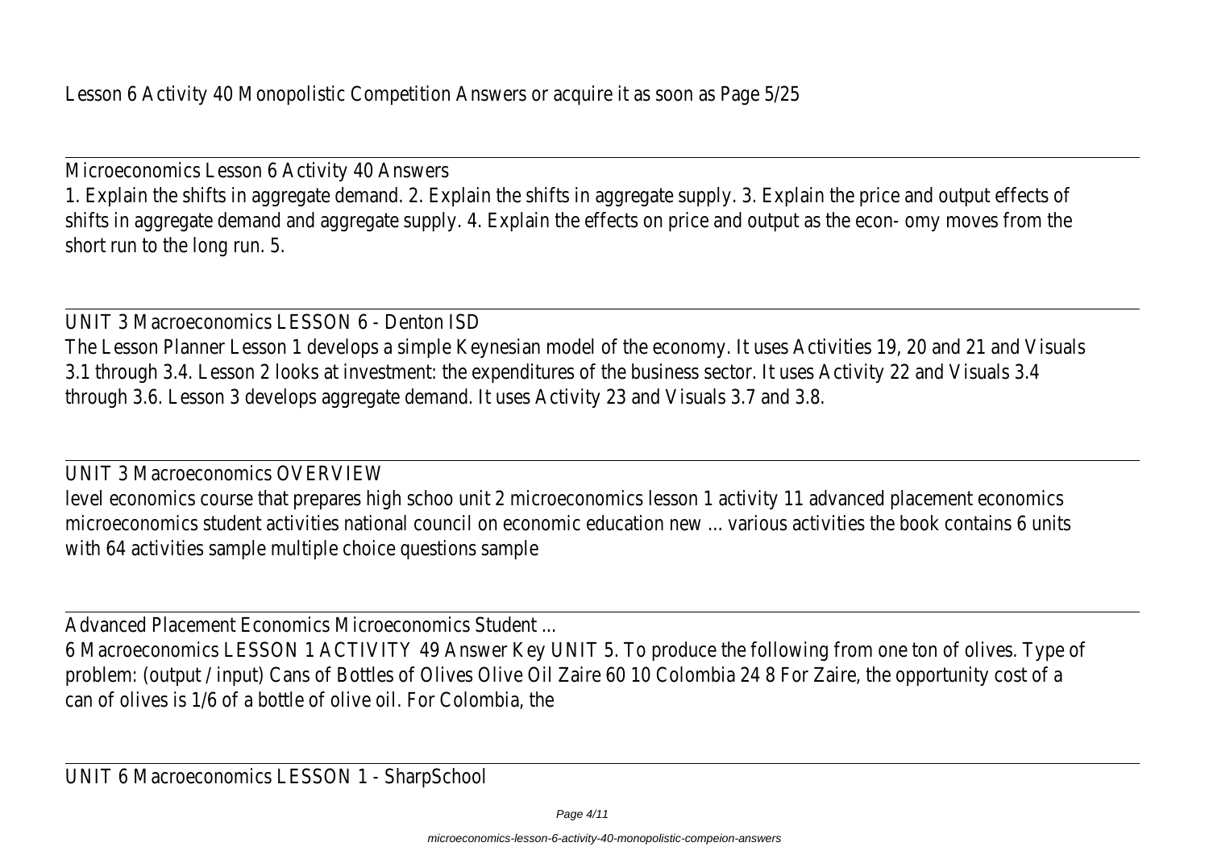Lesson 6 Activity 40 Monopolistic Competition Answers or acquire it as soon as Page 5/25

---

Microeconomics Lesson 6 Activity 40 Answers

1. Explain the shifts in aggregate demand. 2. Explain the shifts in aggregate supply. 3. Explain the price and output effects of shifts in aggregate demand and aggregate supply. 4. Explain the effects on price and output as the econ- omy moves from the short run to the long run. 5.

---

UNIT 3 Macroeconomics LESSON 6 - Denton ISD

The Lesson Planner Lesson 1 develops a simple Keynesian model of the economy. It uses Activities 19, 20 and 21 and Visuals 3.1 through 3.4. Lesson 2 looks at investment: the expenditures of the business sector. It uses Activity 22 and Visuals 3.4 through 3.6. Lesson 3 develops aggregate demand. It uses Activity 23 and Visuals 3.7 and 3.8.

---

UNIT 3 Macroeconomics OVERVIEW

level economics course that prepares high schoo unit 2 microeconomics lesson 1 activity 11 advanced placement economics microeconomics student activities national council on economic education new ... various activities the book contains 6 units with 64 activities sample multiple choice questions sample

---

Advanced Placement Economics Microeconomics Student ...

6 Macroeconomics LESSON 1 ACTIVITY 49 Answer Key UNIT 5. To produce the following from one ton of olives. Type of problem: (output / input) Cans of Bottles of Olives Olive Oil Zaire 60 10 Colombia 24 8 For Zaire, the opportunity cost of a can of olives is 1/6 of a bottle of olive oil. For Colombia, the

---

UNIT 6 Macroeconomics LESSON 1 - SharpSchool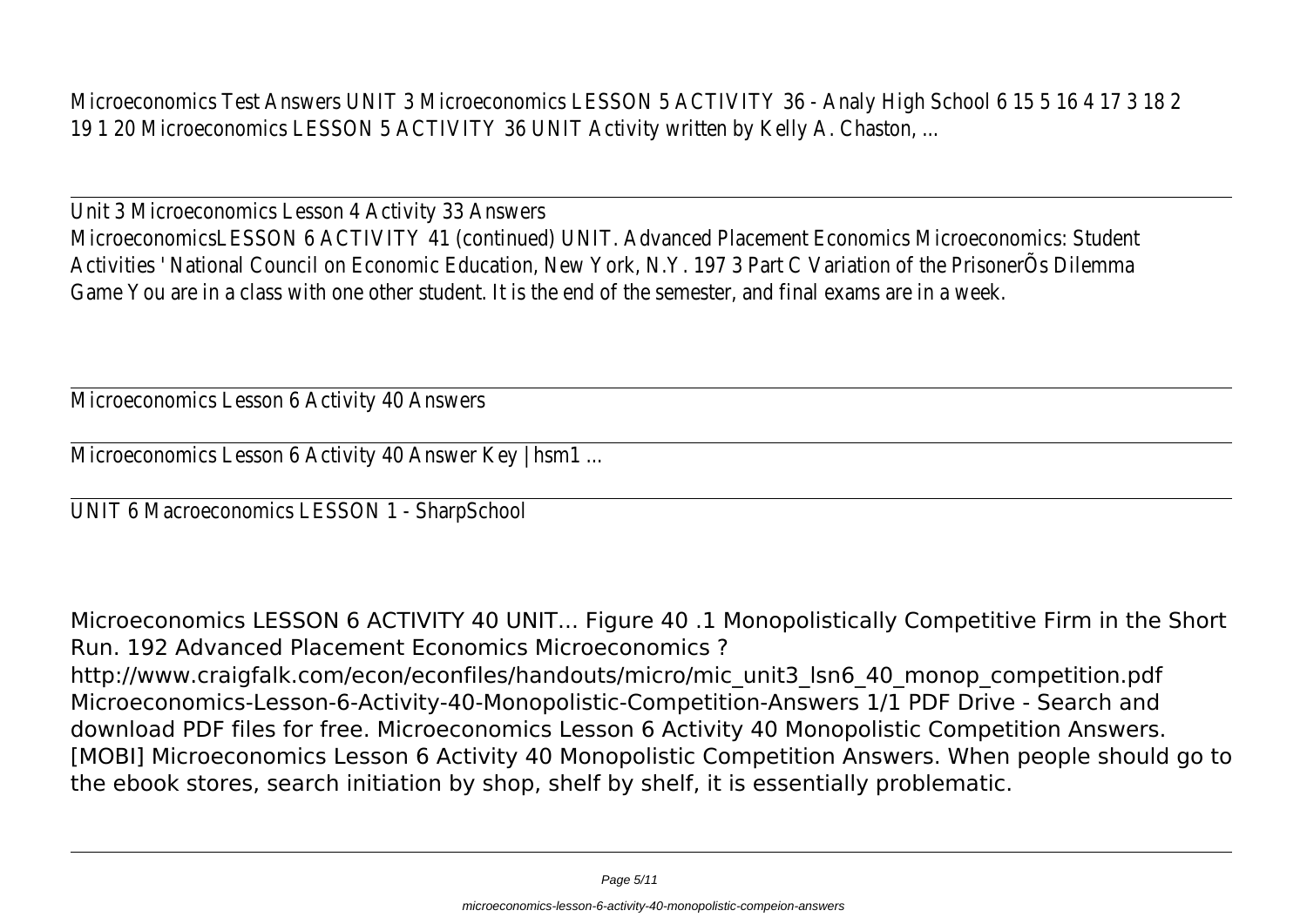Microeconomics Test Answers UNIT 3 Microeconomics LESSON 5 ACTIVITY 36 - Analy High School 6 15 5 16 4 17 3 18 2 19 1 20 Microeconomics LESSON 5 ACTIVITY 36 UNIT Activity written by Kelly A. Chaston, ...

---

Unit 3 Microeconomics Lesson 4 Activity 33 Answers

MicroeconomicsLESSON 6 ACTIVITY 41 (continued) UNIT. Advanced Placement Economics Microeconomics: Student Activities ' National Council on Economic Education, New York, N.Y. 197 3 Part C Variation of the PrisonerÕs Dilemma Game You are in a class with one other student. It is the end of the semester, and final exams are in a week.

---

Microeconomics Lesson 6 Activity 40 Answers

---

Microeconomics Lesson 6 Activity 40 Answer Key | hsm1 ...

---

UNIT 6 Macroeconomics LESSON 1 - SharpSchool

Microeconomics LESSON 6 ACTIVITY 40 UNIT... Figure 40 .1 Monopolistically Competitive Firm in the Short Run. 192 Advanced Placement Economics Microeconomics ?
http://www.craigfalk.com/econ/econfiles/handouts/micro/mic_unit3_lsn6_40_monop_competition.pdf
Microeconomics-Lesson-6-Activity-40-Monopolistic-Competition-Answers 1/1 PDF Drive - Search and download PDF files for free. Microeconomics Lesson 6 Activity 40 Monopolistic Competition Answers. [MOBI] Microeconomics Lesson 6 Activity 40 Monopolistic Competition Answers. When people should go to the ebook stores, search initiation by shop, shelf by shelf, it is essentially problematic.

---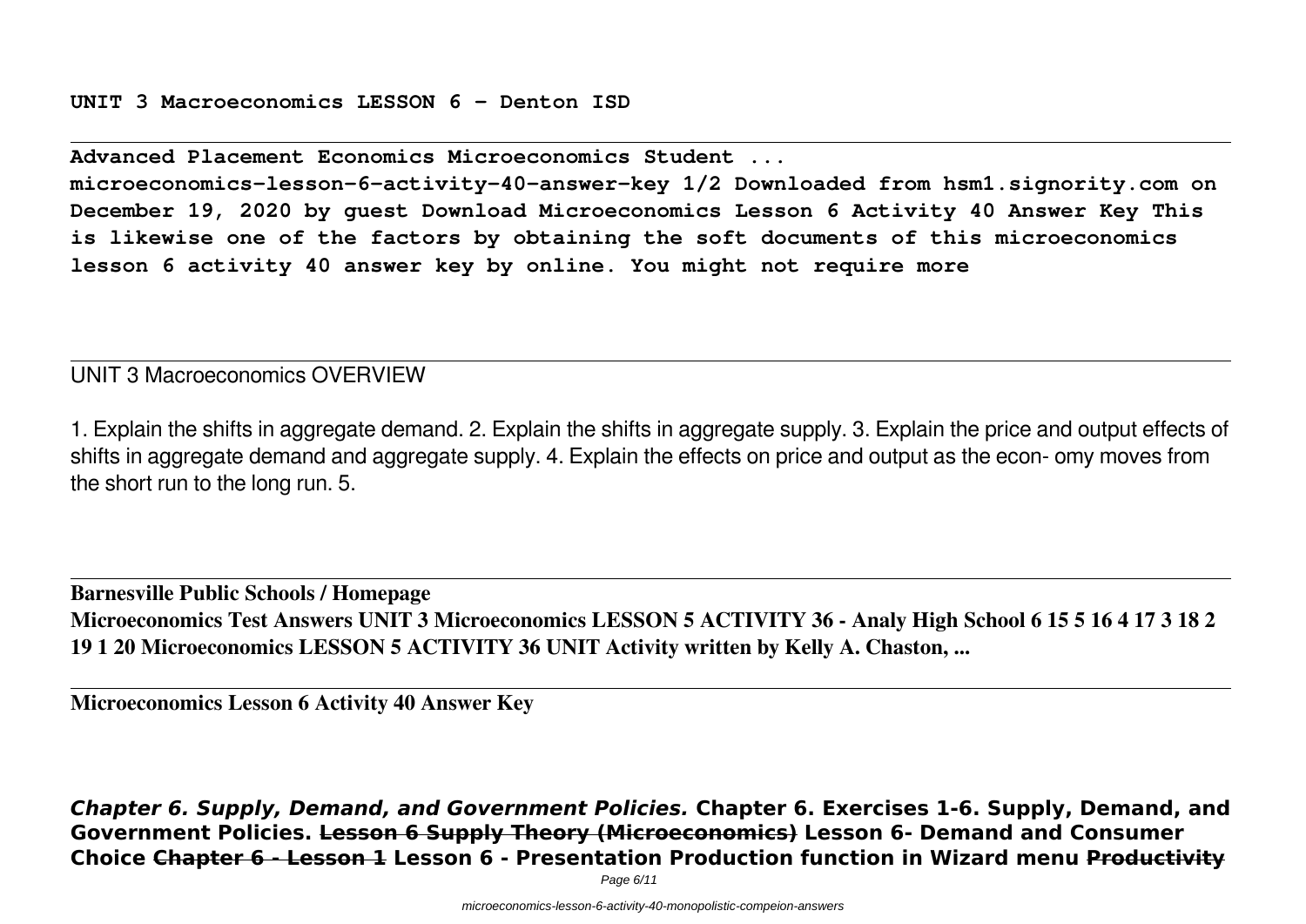**UNIT 3 Macroeconomics LESSON 6 - Denton ISD**

---

**Advanced Placement Economics Microeconomics Student ...**
**microeconomics-lesson-6-activity-40-answer-key 1/2 Downloaded from hsm1.signority.com on December 19, 2020 by guest Download Microeconomics Lesson 6 Activity 40 Answer Key This is likewise one of the factors by obtaining the soft documents of this microeconomics lesson 6 activity 40 answer key by online. You might not require more**

---

UNIT 3 Macroeconomics OVERVIEW

1. Explain the shifts in aggregate demand. 2. Explain the shifts in aggregate supply. 3. Explain the price and output effects of shifts in aggregate demand and aggregate supply. 4. Explain the effects on price and output as the econ- omy moves from the short run to the long run. 5.

---

**Barnesville Public Schools / Homepage**
**Microeconomics Test Answers UNIT 3 Microeconomics LESSON 5 ACTIVITY 36 - Analy High School 6 15 5 16 4 17 3 18 2 19 1 20 Microeconomics LESSON 5 ACTIVITY 36 UNIT Activity written by Kelly A. Chaston, ...**

---

**Microeconomics Lesson 6 Activity 40 Answer Key**

***Chapter 6. Supply, Demand, and Government Policies.*** **Chapter 6. Exercises 1-6. Supply, Demand, and Government Policies.** **~~Lesson 6 Supply Theory (Microeconomics)~~** **Lesson 6- Demand and Consumer Choice** **~~Chapter 6 - Lesson 1~~** **Lesson 6 - Presentation Production function in Wizard menu** **~~Productivity~~**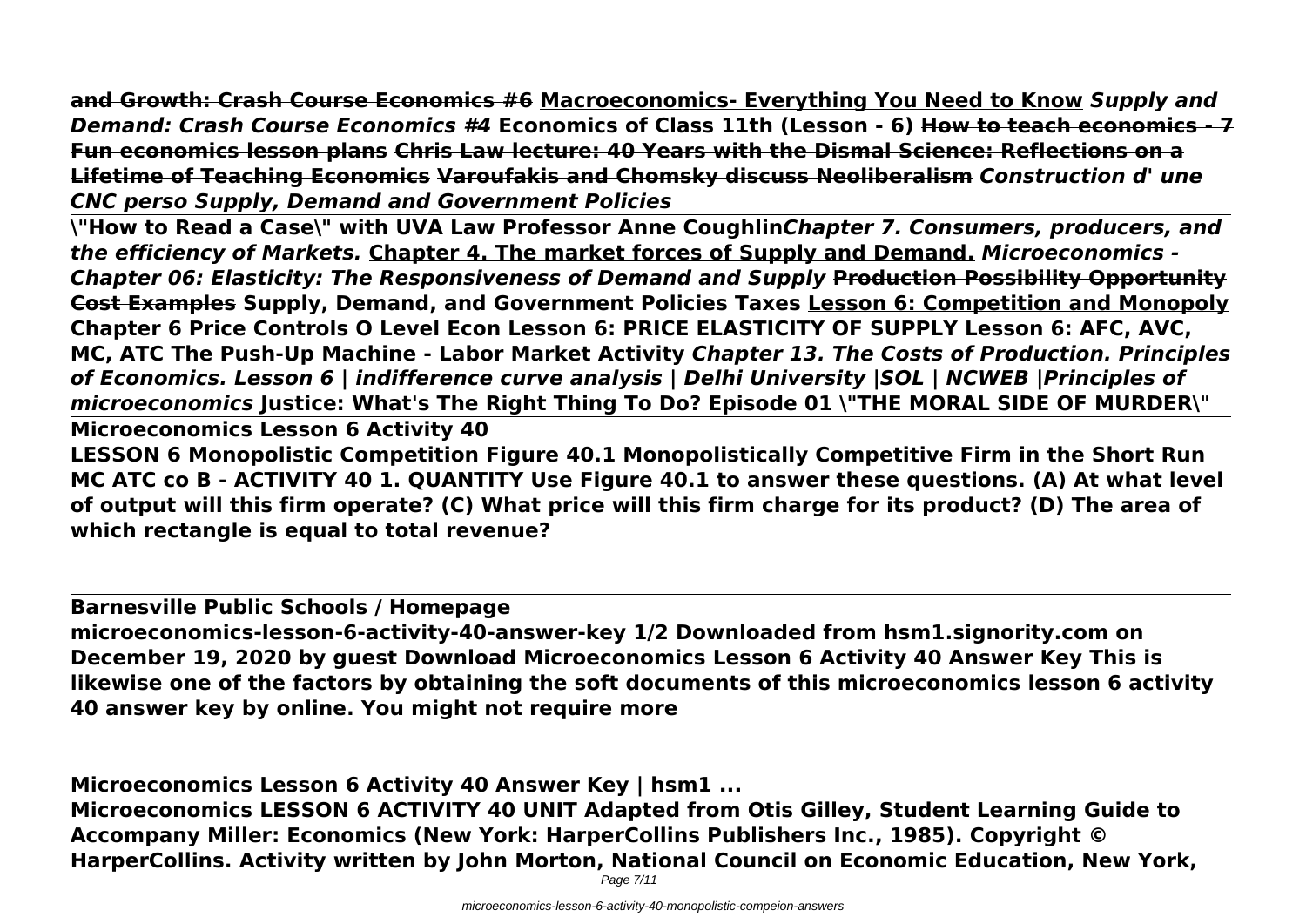**and Growth: Crash Course Economics #6** **Macroeconomics- Everything You Need to Know** ***Supply and Demand: Crash Course Economics #4*** **Economics of Class 11th (Lesson - 6)** **~~How to teach economics - 7 Fun economics lesson plans~~** **~~Chris Law lecture: 40 Years with the Dismal Science: Reflections on a Lifetime of Teaching Economics~~** **~~Varoufakis and Chomsky discuss Neoliberalism~~** ***Construction d' une CNC perso Supply, Demand and Government Policies***

**\"How to Read a Case\" with UVA Law Professor Anne Coughlin*****Chapter 7. Consumers, producers, and the efficiency of Markets.*** **Chapter 4. The market forces of Supply and Demand.** ***Microeconomics - Chapter 06: Elasticity: The Responsiveness of Demand and Supply*** **~~Production Possibility Opportunity Cost Examples~~** **Supply, Demand, and Government Policies Taxes** **Lesson 6: Competition and Monopoly** **Chapter 6 Price Controls O Level Econ Lesson 6: PRICE ELASTICITY OF SUPPLY Lesson 6: AFC, AVC, MC, ATC The Push-Up Machine - Labor Market Activity** ***Chapter 13. The Costs of Production. Principles of Economics. Lesson 6 | indifference curve analysis | Delhi University |SOL | NCWEB |Principles of microeconomics*** **Justice: What's The Right Thing To Do? Episode 01 \"THE MORAL SIDE OF MURDER\"**

**Microeconomics Lesson 6 Activity 40**

**LESSON 6 Monopolistic Competition Figure 40.1 Monopolistically Competitive Firm in the Short Run MC ATC co B - ACTIVITY 40 1. QUANTITY Use Figure 40.1 to answer these questions. (A) At what level of output will this firm operate? (C) What price will this firm charge for its product? (D) The area of which rectangle is equal to total revenue?**

**Barnesville Public Schools / Homepage**

**microeconomics-lesson-6-activity-40-answer-key 1/2 Downloaded from hsm1.signority.com on December 19, 2020 by guest Download Microeconomics Lesson 6 Activity 40 Answer Key This is likewise one of the factors by obtaining the soft documents of this microeconomics lesson 6 activity 40 answer key by online. You might not require more**

**Microeconomics Lesson 6 Activity 40 Answer Key | hsm1 ...**

**Microeconomics LESSON 6 ACTIVITY 40 UNIT Adapted from Otis Gilley, Student Learning Guide to Accompany Miller: Economics (New York: HarperCollins Publishers Inc., 1985). Copyright © HarperCollins. Activity written by John Morton, National Council on Economic Education, New York,**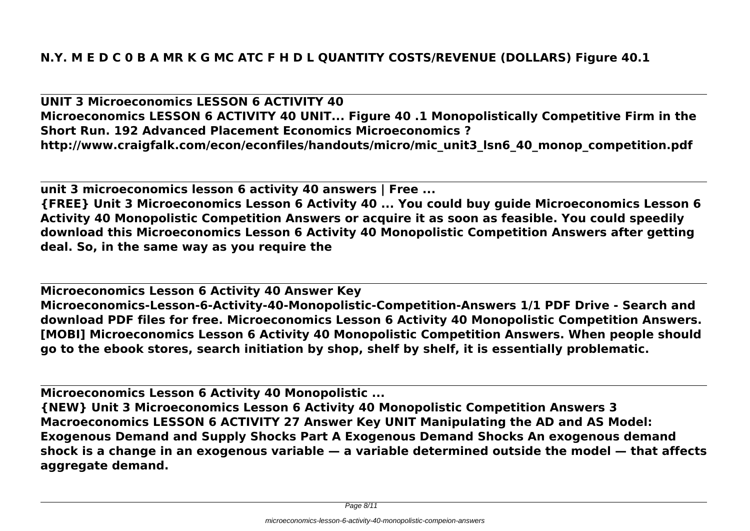**N.Y. M E D C 0 B A MR K G MC ATC F H D L QUANTITY COSTS/REVENUE (DOLLARS) Figure 40.1**

---

**UNIT 3 Microeconomics LESSON 6 ACTIVITY 40**
**Microeconomics LESSON 6 ACTIVITY 40 UNIT... Figure 40 .1 Monopolistically Competitive Firm in the Short Run. 192 Advanced Placement Economics Microeconomics ?**
**http://www.craigfalk.com/econ/econfiles/handouts/micro/mic_unit3_lsn6_40_monop_competition.pdf**

---

**unit 3 microeconomics lesson 6 activity 40 answers | Free ...**
**{FREE} Unit 3 Microeconomics Lesson 6 Activity 40 ... You could buy guide Microeconomics Lesson 6 Activity 40 Monopolistic Competition Answers or acquire it as soon as feasible. You could speedily download this Microeconomics Lesson 6 Activity 40 Monopolistic Competition Answers after getting deal. So, in the same way as you require the**

---

**Microeconomics Lesson 6 Activity 40 Answer Key**
**Microeconomics-Lesson-6-Activity-40-Monopolistic-Competition-Answers 1/1 PDF Drive - Search and download PDF files for free. Microeconomics Lesson 6 Activity 40 Monopolistic Competition Answers. [MOBI] Microeconomics Lesson 6 Activity 40 Monopolistic Competition Answers. When people should go to the ebook stores, search initiation by shop, shelf by shelf, it is essentially problematic.**

---

**Microeconomics Lesson 6 Activity 40 Monopolistic ...**
**{NEW} Unit 3 Microeconomics Lesson 6 Activity 40 Monopolistic Competition Answers 3 Macroeconomics LESSON 6 ACTIVITY 27 Answer Key UNIT Manipulating the AD and AS Model: Exogenous Demand and Supply Shocks Part A Exogenous Demand Shocks An exogenous demand shock is a change in an exogenous variable — a variable determined outside the model — that affects aggregate demand.**

---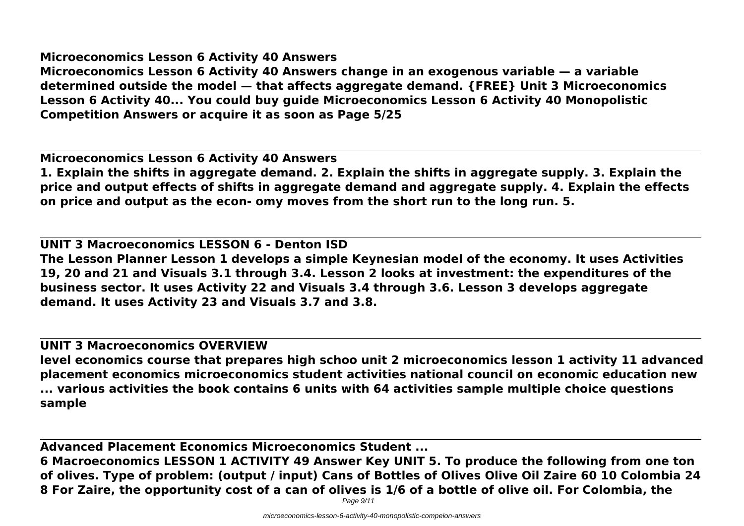**Microeconomics Lesson 6 Activity 40 Answers**

**Microeconomics Lesson 6 Activity 40 Answers change in an exogenous variable — a variable determined outside the model — that affects aggregate demand. {FREE} Unit 3 Microeconomics Lesson 6 Activity 40... You could buy guide Microeconomics Lesson 6 Activity 40 Monopolistic Competition Answers or acquire it as soon as Page 5/25**

---

**Microeconomics Lesson 6 Activity 40 Answers**

**1. Explain the shifts in aggregate demand. 2. Explain the shifts in aggregate supply. 3. Explain the price and output effects of shifts in aggregate demand and aggregate supply. 4. Explain the effects on price and output as the econ- omy moves from the short run to the long run. 5.**

---

**UNIT 3 Macroeconomics LESSON 6 - Denton ISD**

**The Lesson Planner Lesson 1 develops a simple Keynesian model of the economy. It uses Activities 19, 20 and 21 and Visuals 3.1 through 3.4. Lesson 2 looks at investment: the expenditures of the business sector. It uses Activity 22 and Visuals 3.4 through 3.6. Lesson 3 develops aggregate demand. It uses Activity 23 and Visuals 3.7 and 3.8.**

---

**UNIT 3 Macroeconomics OVERVIEW**

**level economics course that prepares high schoo unit 2 microeconomics lesson 1 activity 11 advanced placement economics microeconomics student activities national council on economic education new ... various activities the book contains 6 units with 64 activities sample multiple choice questions sample**

---

**Advanced Placement Economics Microeconomics Student ...**

**6 Macroeconomics LESSON 1 ACTIVITY 49 Answer Key UNIT 5. To produce the following from one ton of olives. Type of problem: (output / input) Cans of Bottles of Olives Olive Oil Zaire 60 10 Colombia 24 8 For Zaire, the opportunity cost of a can of olives is 1/6 of a bottle of olive oil. For Colombia, the**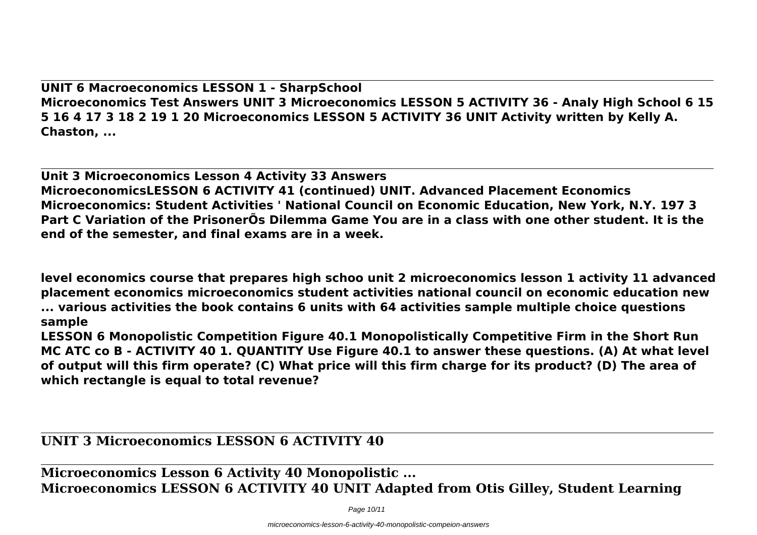**UNIT 6 Macroeconomics LESSON 1 - SharpSchool**
**Microeconomics Test Answers UNIT 3 Microeconomics LESSON 5 ACTIVITY 36 - Analy High School 6 15 5 16 4 17 3 18 2 19 1 20 Microeconomics LESSON 5 ACTIVITY 36 UNIT Activity written by Kelly A. Chaston, ...**

**Unit 3 Microeconomics Lesson 4 Activity 33 Answers**
**MicroeconomicsLESSON 6 ACTIVITY 41 (continued) UNIT. Advanced Placement Economics Microeconomics: Student Activities ' National Council on Economic Education, New York, N.Y. 197 3 Part C Variation of the PrisonerÕs Dilemma Game You are in a class with one other student. It is the end of the semester, and final exams are in a week.**

**level economics course that prepares high schoo unit 2 microeconomics lesson 1 activity 11 advanced placement economics microeconomics student activities national council on economic education new ... various activities the book contains 6 units with 64 activities sample multiple choice questions sample**

**LESSON 6 Monopolistic Competition Figure 40.1 Monopolistically Competitive Firm in the Short Run MC ATC co B - ACTIVITY 40 1. QUANTITY Use Figure 40.1 to answer these questions. (A) At what level of output will this firm operate? (C) What price will this firm charge for its product? (D) The area of which rectangle is equal to total revenue?**

## UNIT 3 Microeconomics LESSON 6 ACTIVITY 40

**Microeconomics Lesson 6 Activity 40 Monopolistic ...**
**Microeconomics LESSON 6 ACTIVITY 40 UNIT Adapted from Otis Gilley, Student Learning**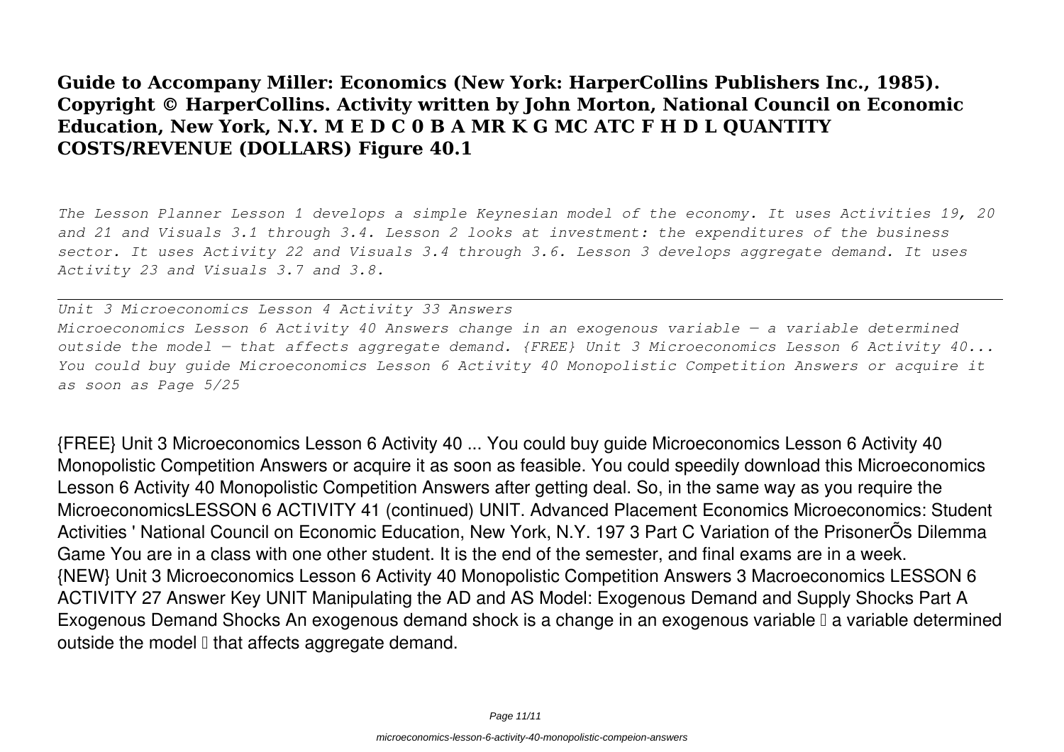**Guide to Accompany Miller: Economics (New York: HarperCollins Publishers Inc., 1985). Copyright © HarperCollins. Activity written by John Morton, National Council on Economic Education, New York, N.Y. M E D C 0 B A MR K G MC ATC F H D L QUANTITY COSTS/REVENUE (DOLLARS) Figure 40.1**

*The Lesson Planner Lesson 1 develops a simple Keynesian model of the economy. It uses Activities 19, 20 and 21 and Visuals 3.1 through 3.4. Lesson 2 looks at investment: the expenditures of the business sector. It uses Activity 22 and Visuals 3.4 through 3.6. Lesson 3 develops aggregate demand. It uses Activity 23 and Visuals 3.7 and 3.8.*

---

*Unit 3 Microeconomics Lesson 4 Activity 33 Answers*

*Microeconomics Lesson 6 Activity 40 Answers change in an exogenous variable — a variable determined outside the model — that affects aggregate demand. {FREE} Unit 3 Microeconomics Lesson 6 Activity 40... You could buy guide Microeconomics Lesson 6 Activity 40 Monopolistic Competition Answers or acquire it as soon as Page 5/25*

{FREE} Unit 3 Microeconomics Lesson 6 Activity 40 ... You could buy guide Microeconomics Lesson 6 Activity 40 Monopolistic Competition Answers or acquire it as soon as feasible. You could speedily download this Microeconomics Lesson 6 Activity 40 Monopolistic Competition Answers after getting deal. So, in the same way as you require the MicroeconomicsLESSON 6 ACTIVITY 41 (continued) UNIT. Advanced Placement Economics Microeconomics: Student Activities ' National Council on Economic Education, New York, N.Y. 197 3 Part C Variation of the PrisonerÕs Dilemma Game You are in a class with one other student. It is the end of the semester, and final exams are in a week.
{NEW} Unit 3 Microeconomics Lesson 6 Activity 40 Monopolistic Competition Answers 3 Macroeconomics LESSON 6 ACTIVITY 27 Answer Key UNIT Manipulating the AD and AS Model: Exogenous Demand and Supply Shocks Part A Exogenous Demand Shocks An exogenous demand shock is a change in an exogenous variable  a variable determined outside the model  that affects aggregate demand.